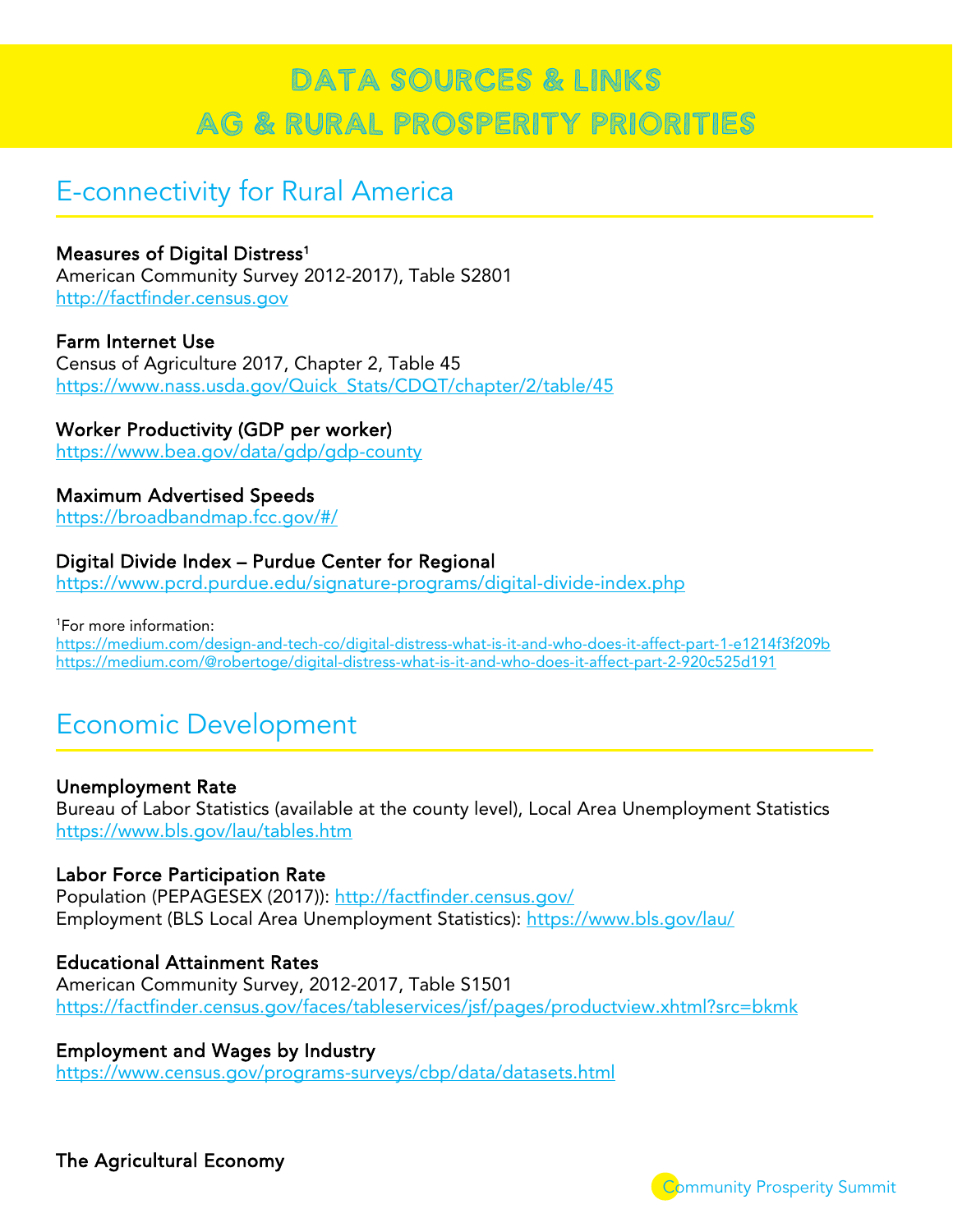# DATA SOURCES & LINKS
# AG & RURAL PROSPERITY PRIORITIES

## E-connectivity for Rural America

**Measures of Digital Distress**[1]
American Community Survey 2012-2017), Table S2801
http://factfinder.census.gov

**Farm Internet Use**
Census of Agriculture 2017, Chapter 2, Table 45
https://www.nass.usda.gov/Quick_Stats/CDQT/chapter/2/table/45

**Worker Productivity (GDP per worker)**
https://www.bea.gov/data/gdp/gdp-county

**Maximum Advertised Speeds**
https://broadbandmap.fcc.gov/#/

**Digital Divide Index – Purdue Center for Regional**
https://www.pcrd.purdue.edu/signature-programs/digital-divide-index.php

[1]For more information:
https://medium.com/design-and-tech-co/digital-distress-what-is-it-and-who-does-it-affect-part-1-e1214f3f209b
https://medium.com/@robertoge/digital-distress-what-is-it-and-who-does-it-affect-part-2-920c525d191

## Economic Development

**Unemployment Rate**
Bureau of Labor Statistics (available at the county level), Local Area Unemployment Statistics
https://www.bls.gov/lau/tables.htm

**Labor Force Participation Rate**
Population (PEPAGESEX (2017)): http://factfinder.census.gov/
Employment (BLS Local Area Unemployment Statistics): https://www.bls.gov/lau/

**Educational Attainment Rates**
American Community Survey, 2012-2017, Table S1501
https://factfinder.census.gov/faces/tableservices/jsf/pages/productview.xhtml?src=bkmk

**Employment and Wages by Industry**
https://www.census.gov/programs-surveys/cbp/data/datasets.html

**The Agricultural Economy**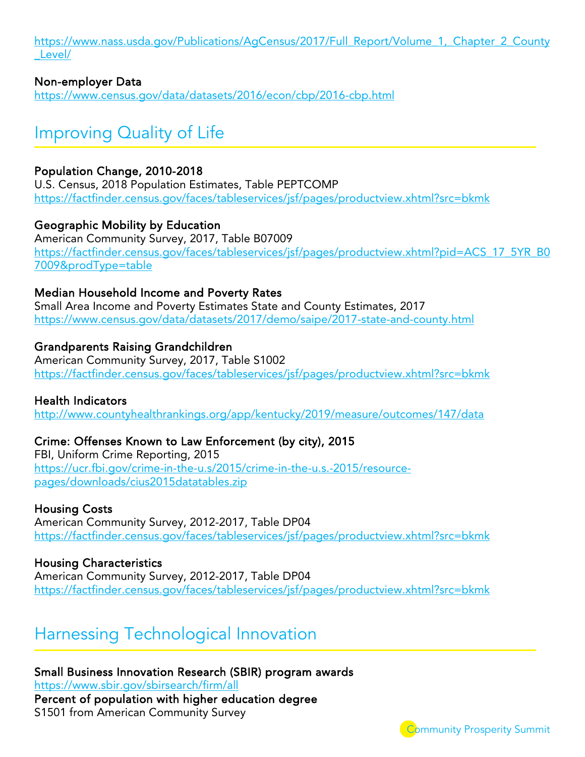https://www.nass.usda.gov/Publications/AgCensus/2017/Full_Report/Volume_1,_Chapter_2_County_Level/

**Non-employer Data**
https://www.census.gov/data/datasets/2016/econ/cbp/2016-cbp.html

## Improving Quality of Life

**Population Change, 2010-2018**
U.S. Census, 2018 Population Estimates, Table PEPTCOMP
https://factfinder.census.gov/faces/tableservices/jsf/pages/productview.xhtml?src=bkmk

**Geographic Mobility by Education**
American Community Survey, 2017, Table B07009
https://factfinder.census.gov/faces/tableservices/jsf/pages/productview.xhtml?pid=ACS_17_5YR_B07009&prodType=table

**Median Household Income and Poverty Rates**
Small Area Income and Poverty Estimates State and County Estimates, 2017
https://www.census.gov/data/datasets/2017/demo/saipe/2017-state-and-county.html

**Grandparents Raising Grandchildren**
American Community Survey, 2017, Table S1002
https://factfinder.census.gov/faces/tableservices/jsf/pages/productview.xhtml?src=bkmk

**Health Indicators**
http://www.countyhealthrankings.org/app/kentucky/2019/measure/outcomes/147/data

**Crime: Offenses Known to Law Enforcement (by city), 2015**
FBI, Uniform Crime Reporting, 2015
https://ucr.fbi.gov/crime-in-the-u.s/2015/crime-in-the-u.s.-2015/resource-pages/downloads/cius2015datatables.zip

**Housing Costs**
American Community Survey, 2012-2017, Table DP04
https://factfinder.census.gov/faces/tableservices/jsf/pages/productview.xhtml?src=bkmk

**Housing Characteristics**
American Community Survey, 2012-2017, Table DP04
https://factfinder.census.gov/faces/tableservices/jsf/pages/productview.xhtml?src=bkmk

## Harnessing Technological Innovation

**Small Business Innovation Research (SBIR) program awards**
https://www.sbir.gov/sbirsearch/firm/all
**Percent of population with higher education degree**
S1501 from American Community Survey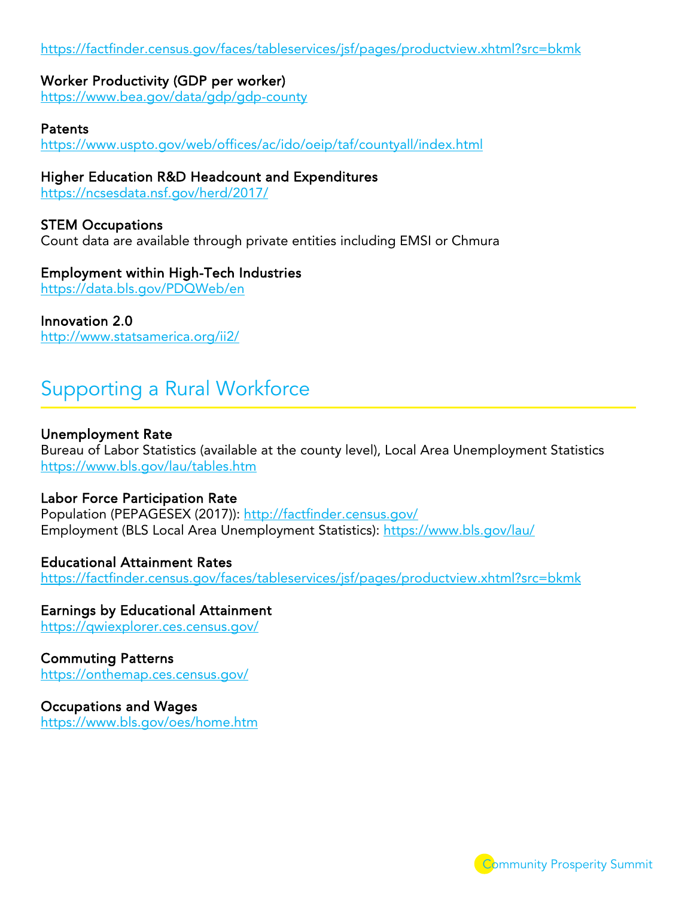https://factfinder.census.gov/faces/tableservices/jsf/pages/productview.xhtml?src=bkmk

**Worker Productivity (GDP per worker)**
https://www.bea.gov/data/gdp/gdp-county

**Patents**
https://www.uspto.gov/web/offices/ac/ido/oeip/taf/countyall/index.html

**Higher Education R&D Headcount and Expenditures**
https://ncsesdata.nsf.gov/herd/2017/

**STEM Occupations**
Count data are available through private entities including EMSI or Chmura

**Employment within High-Tech Industries**
https://data.bls.gov/PDQWeb/en

**Innovation 2.0**
http://www.statsamerica.org/ii2/

## Supporting a Rural Workforce

**Unemployment Rate**
Bureau of Labor Statistics (available at the county level), Local Area Unemployment Statistics
https://www.bls.gov/lau/tables.htm

**Labor Force Participation Rate**
Population (PEPAGESEX (2017)): http://factfinder.census.gov/
Employment (BLS Local Area Unemployment Statistics): https://www.bls.gov/lau/

**Educational Attainment Rates**
https://factfinder.census.gov/faces/tableservices/jsf/pages/productview.xhtml?src=bkmk

**Earnings by Educational Attainment**
https://qwiexplorer.ces.census.gov/

**Commuting Patterns**
https://onthemap.ces.census.gov/

**Occupations and Wages**
https://www.bls.gov/oes/home.htm